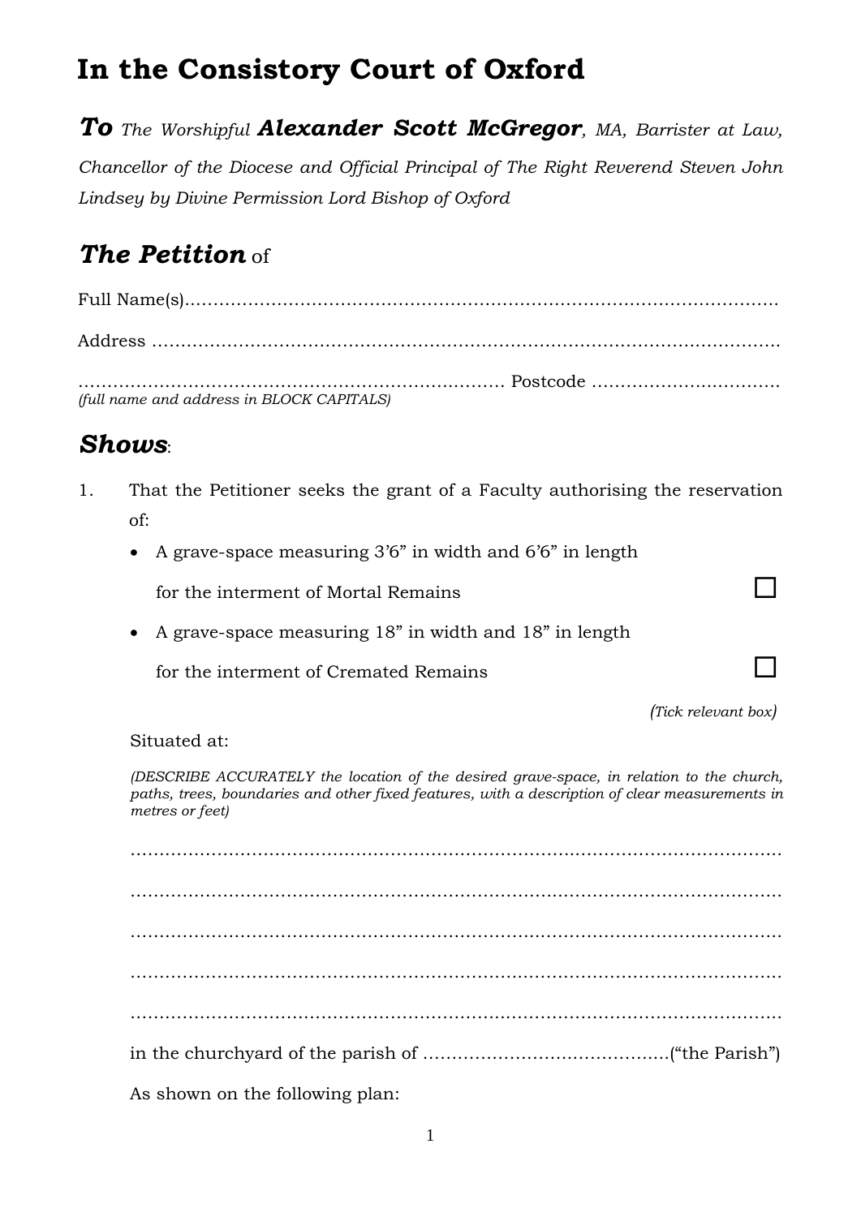# In the Consistory Court of Oxford

***To*** *The Worshipful* ***Alexander Scott McGregor****, MA, Barrister at Law, Chancellor of the Diocese and Official Principal of The Right Reverend Steven John Lindsey by Divine Permission Lord Bishop of Oxford*

## *The Petition* of

Full Name(s)………………………………………………………………………………………

Address ……………………………………………………………………………………………

………………………………………………………………… Postcode ……………………………
*(full name and address in BLOCK CAPITALS)*

## *Shows*:

1. That the Petitioner seeks the grant of a Faculty authorising the reservation of:

   - A grave-space measuring 3'6" in width and 6'6" in length for the interment of Mortal Remains ☐
   - A grave-space measuring 18" in width and 18" in length for the interment of Cremated Remains ☐

   *(Tick relevant box)*

   Situated at:

   *(DESCRIBE ACCURATELY the location of the desired grave-space, in relation to the church, paths, trees, boundaries and other fixed features, with a description of clear measurements in metres or feet)*

   ……………………………………………………………………………………………………

   ……………………………………………………………………………………………………

   ……………………………………………………………………………………………………

   ……………………………………………………………………………………………………

   ……………………………………………………………………………………………………

   in the churchyard of the parish of ……………………………………..("the Parish")

   As shown on the following plan: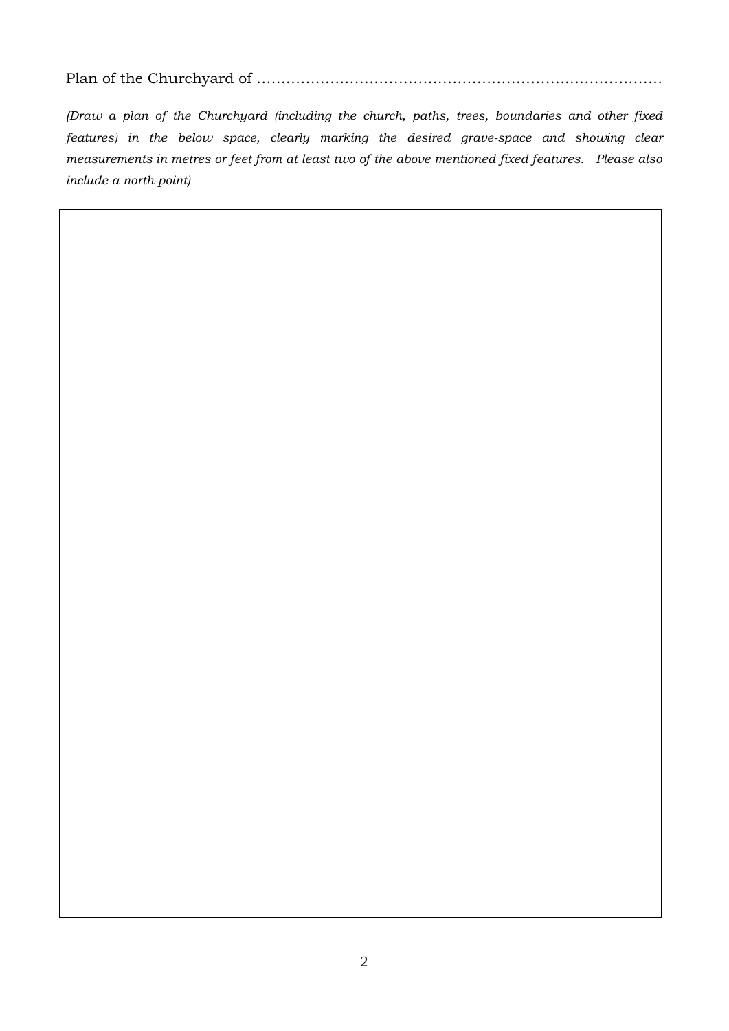Plan of the Churchyard of ………………………………………………………………………

*(Draw a plan of the Churchyard (including the church, paths, trees, boundaries and other fixed features) in the below space, clearly marking the desired grave-space and showing clear measurements in metres or feet from at least two of the above mentioned fixed features. Please also include a north-point)*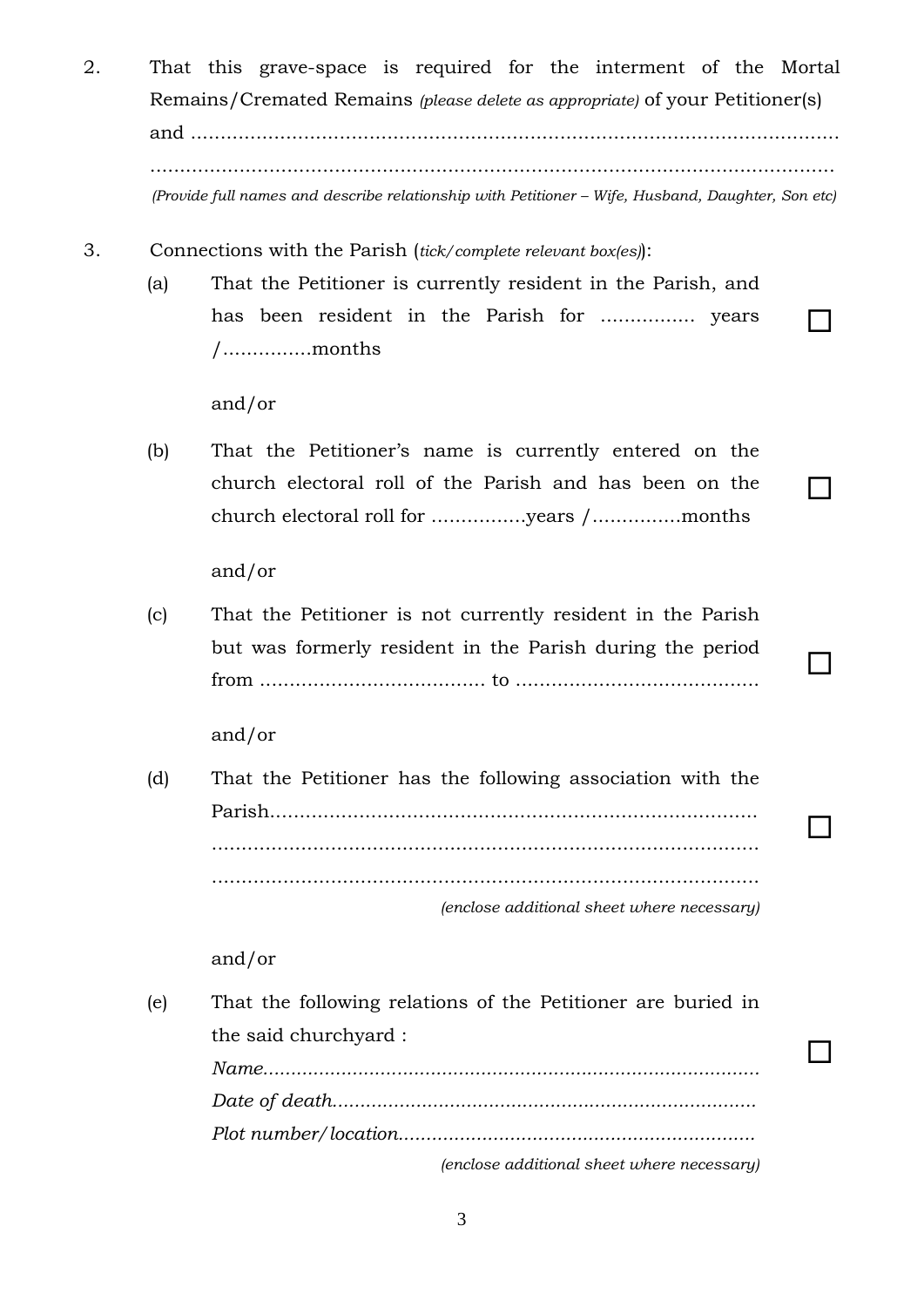2. That this grave-space is required for the interment of the Mortal Remains/Cremated Remains *(please delete as appropriate)* of your Petitioner(s) and ..............................................................................................................

..............................................................................................................

*(Provide full names and describe relationship with Petitioner – Wife, Husband, Daughter, Son etc)*

3. Connections with the Parish (*tick/complete relevant box(es)*):

   (a) That the Petitioner is currently resident in the Parish, and has been resident in the Parish for ................ years /...............months ☐

   and/or

   (b) That the Petitioner's name is currently entered on the church electoral roll of the Parish and has been on the church electoral roll for ................years /...............months ☐

   and/or

   (c) That the Petitioner is not currently resident in the Parish but was formerly resident in the Parish during the period from ...................................... to ......................................... ☐

   and/or

   (d) That the Petitioner has the following association with the Parish.................................................................................. ☐

   ..............................................................................................

   ..............................................................................................

   *(enclose additional sheet where necessary)*

   and/or

   (e) That the following relations of the Petitioner are buried in the said churchyard : ☐

   *Name*........................................................................................

   *Date of death*...........................................................................

   *Plot number/location*..............................................................

   *(enclose additional sheet where necessary)*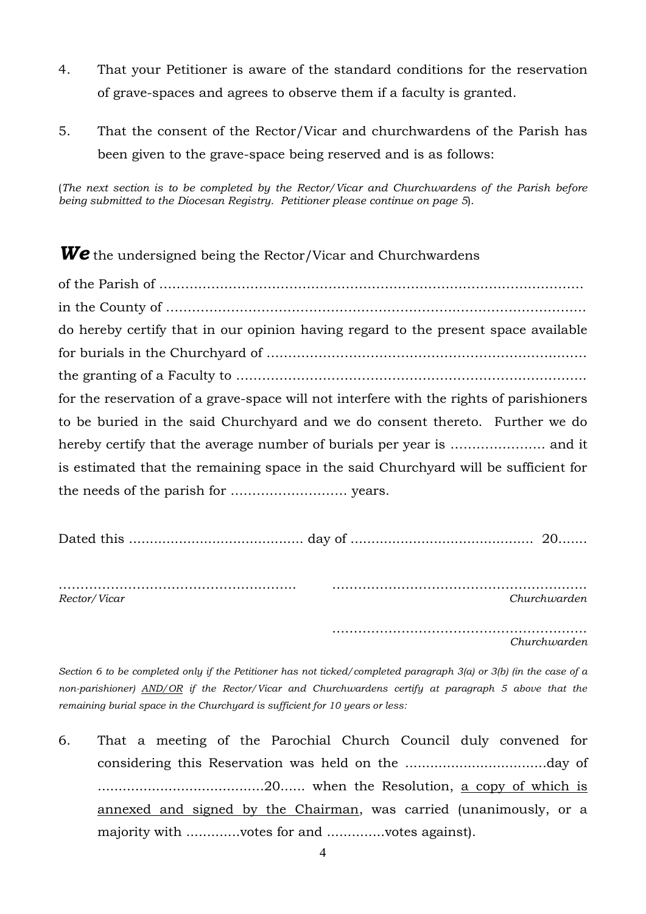4. That your Petitioner is aware of the standard conditions for the reservation of grave-spaces and agrees to observe them if a faculty is granted.

5. That the consent of the Rector/Vicar and churchwardens of the Parish has been given to the grave-space being reserved and is as follows:

(*The next section is to be completed by the Rector/Vicar and Churchwardens of the Parish before being submitted to the Diocesan Registry. Petitioner please continue on page 5*).

***We*** the undersigned being the Rector/Vicar and Churchwardens of the Parish of ……………………………………………………………………………………… in the County of ……………………………………………………………………………………… do hereby certify that in our opinion having regard to the present space available for burials in the Churchyard of ………………………………………………………………… the granting of a Faculty to ……………………………………………………………………… for the reservation of a grave-space will not interfere with the rights of parishioners to be buried in the said Churchyard and we do consent thereto. Further we do hereby certify that the average number of burials per year is …………………. and it is estimated that the remaining space in the said Churchyard will be sufficient for the needs of the parish for ……………………… years.

Dated this …………………………………… day of ……………………………………. 20…….

……………………………………………… *Rector/Vicar*

…………………………………………………. *Churchwarden*

…………………………………………………. *Churchwarden*

*Section 6 to be completed only if the Petitioner has not ticked/completed paragraph 3(a) or 3(b) (in the case of a non-parishioner) AND/OR if the Rector/Vicar and Churchwardens certify at paragraph 5 above that the remaining burial space in the Churchyard is sufficient for 10 years or less:*

6. That a meeting of the Parochial Church Council duly convened for considering this Reservation was held on the ……………………………day of …………………………………20…... when the Resolution, <u>a copy of which is annexed and signed by the Chairman</u>, was carried (unanimously, or a majority with ………….votes for and …………..votes against).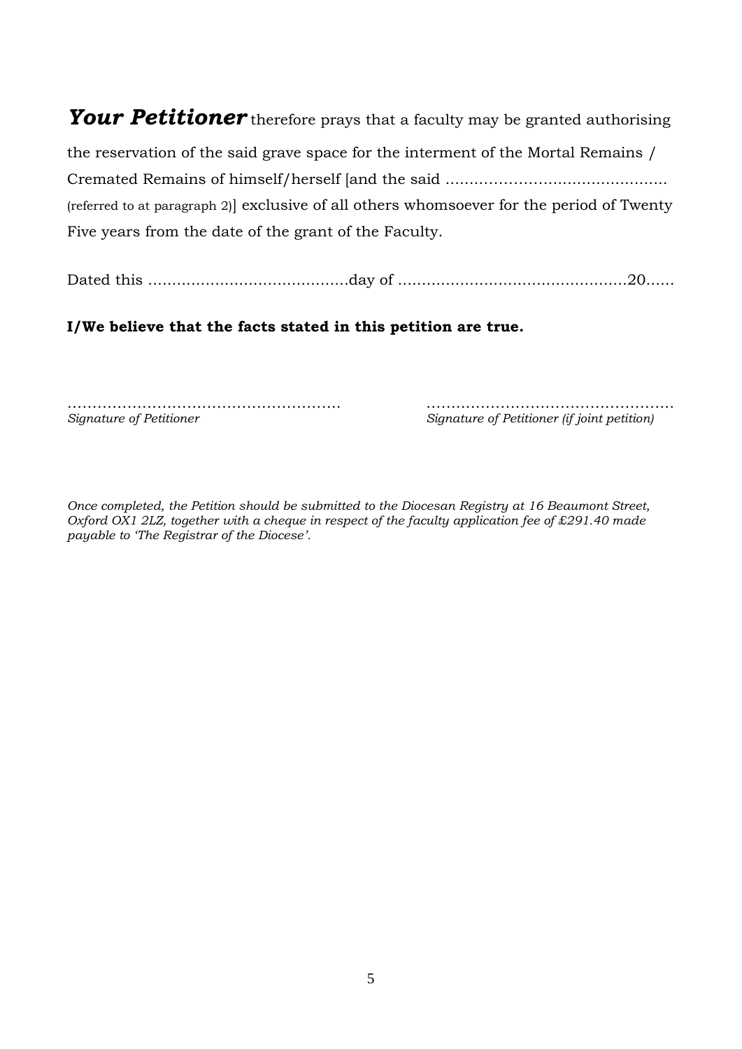***Your Petitioner*** therefore prays that a faculty may be granted authorising the reservation of the said grave space for the interment of the Mortal Remains / Cremated Remains of himself/herself [and the said ............................................. (referred to at paragraph 2)] exclusive of all others whomsoever for the period of Twenty Five years from the date of the grant of the Faculty.

Dated this ..........................................day of ................................................20......

**I/We believe that the facts stated in this petition are true.**

……………………………………………….
*Signature of Petitioner*

…………………………………………….
*Signature of Petitioner (if joint petition)*

*Once completed, the Petition should be submitted to the Diocesan Registry at 16 Beaumont Street, Oxford OX1 2LZ, together with a cheque in respect of the faculty application fee of £291.40 made payable to 'The Registrar of the Diocese'.*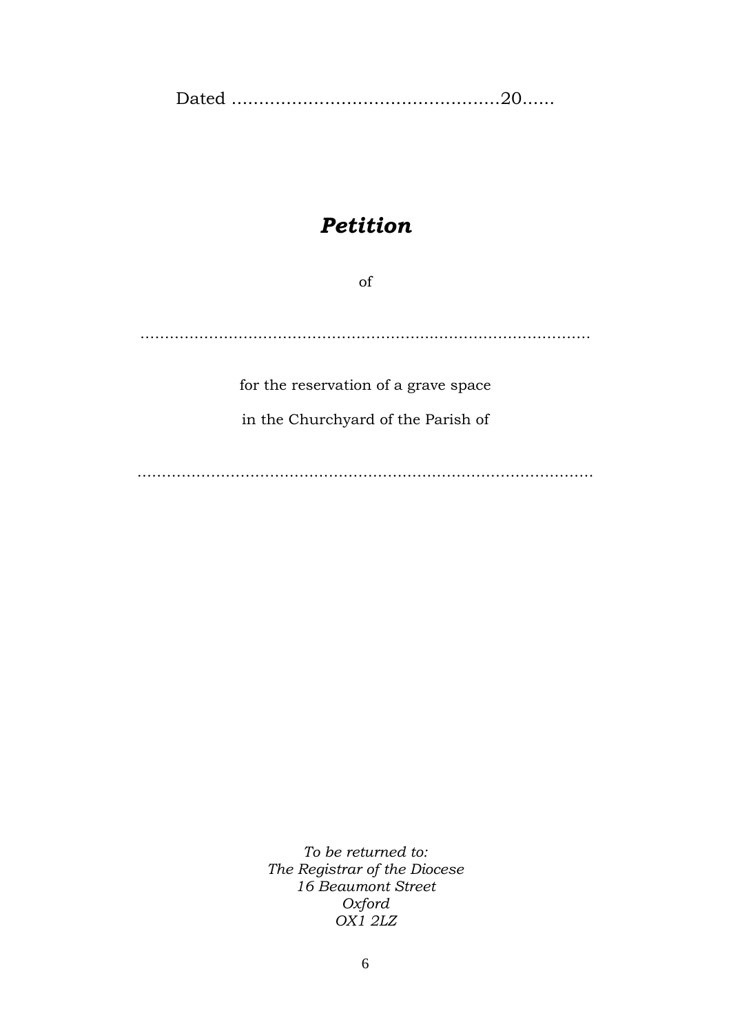Dated ……………………………………………20……

# *Petition*

of

…………………………………………………………………………………

for the reservation of a grave space

in the Churchyard of the Parish of

…………………………………………………………………………………

*To be returned to:*
*The Registrar of the Diocese*
*16 Beaumont Street*
*Oxford*
*OX1 2LZ*